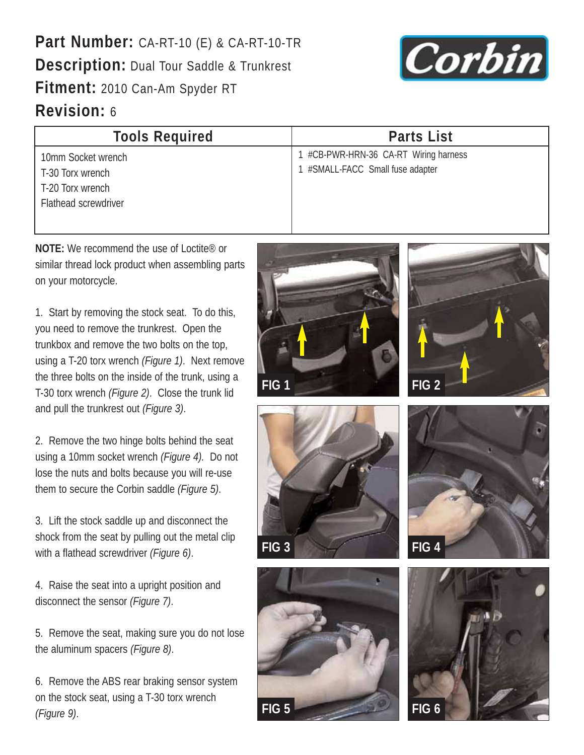**Part Number:** CA-RT-10 (E) & CA-RT-10-TR
**Description:** Dual Tour Saddle & Trunkrest
**Fitment:** 2010 Can-Am Spyder RT
**Revision:** 6

| Tools Required | Parts List |
|---|---|
| 10mm Socket wrench<br>T-30 Torx wrench<br>T-20 Torx wrench<br>Flathead screwdriver | 1 #CB-PWR-HRN-36 CA-RT Wiring harness<br>1 #SMALL-FACC Small fuse adapter |

**NOTE:** We recommend the use of Loctite® or similar thread lock product when assembling parts on your motorcycle.

1. Start by removing the stock seat. To do this, you need to remove the trunkrest. Open the trunkbox and remove the two bolts on the top, using a T-20 torx wrench *(Figure 1)*. Next remove the three bolts on the inside of the trunk, using a T-30 torx wrench *(Figure 2)*. Close the trunk lid and pull the trunkrest out *(Figure 3)*.

2. Remove the two hinge bolts behind the seat using a 10mm socket wrench *(Figure 4)*. Do not lose the nuts and bolts because you will re-use them to secure the Corbin saddle *(Figure 5)*.

3. Lift the stock saddle up and disconnect the shock from the seat by pulling out the metal clip with a flathead screwdriver *(Figure 6)*.

4. Raise the seat into a upright position and disconnect the sensor *(Figure 7)*.

5. Remove the seat, making sure you do not lose the aluminum spacers *(Figure 8)*.

6. Remove the ABS rear braking sensor system on the stock seat, using a T-30 torx wrench *(Figure 9)*.

FIG 1

FIG 2

FIG 3

FIG 4

FIG 5

FIG 6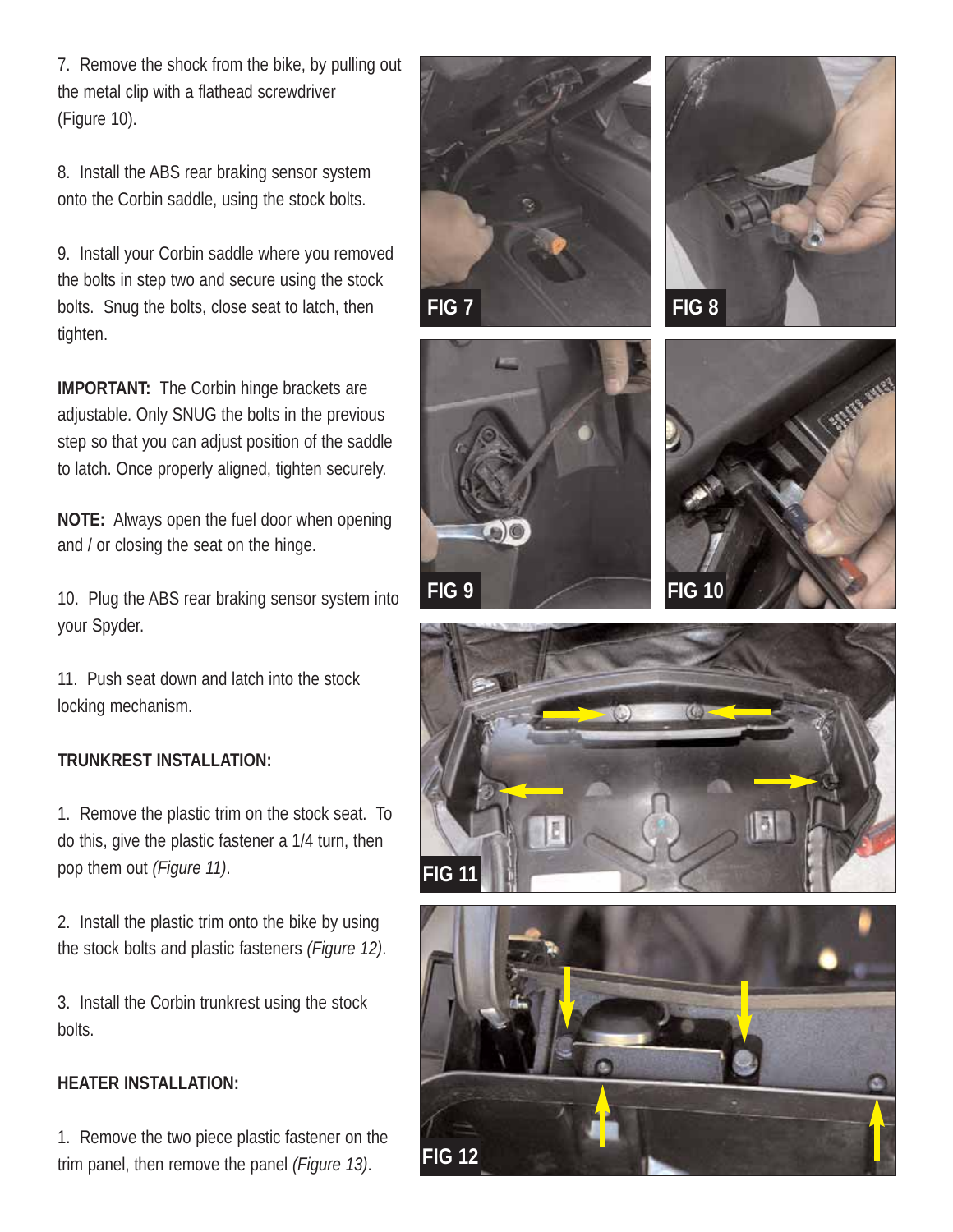7. Remove the shock from the bike, by pulling out the metal clip with a flathead screwdriver (Figure 10).

8. Install the ABS rear braking sensor system onto the Corbin saddle, using the stock bolts.

9. Install your Corbin saddle where you removed the bolts in step two and secure using the stock bolts. Snug the bolts, close seat to latch, then tighten.

**IMPORTANT:** The Corbin hinge brackets are adjustable. Only SNUG the bolts in the previous step so that you can adjust position of the saddle to latch. Once properly aligned, tighten securely.

**NOTE:** Always open the fuel door when opening and / or closing the seat on the hinge.

10. Plug the ABS rear braking sensor system into your Spyder.

11. Push seat down and latch into the stock locking mechanism.

**TRUNKREST INSTALLATION:**

1. Remove the plastic trim on the stock seat. To do this, give the plastic fastener a 1/4 turn, then pop them out *(Figure 11)*.

2. Install the plastic trim onto the bike by using the stock bolts and plastic fasteners *(Figure 12)*.

3. Install the Corbin trunkrest using the stock bolts.

**HEATER INSTALLATION:**

1. Remove the two piece plastic fastener on the trim panel, then remove the panel *(Figure 13)*.

FIG 7

FIG 8

FIG 9

FIG 10

FIG 11

FIG 12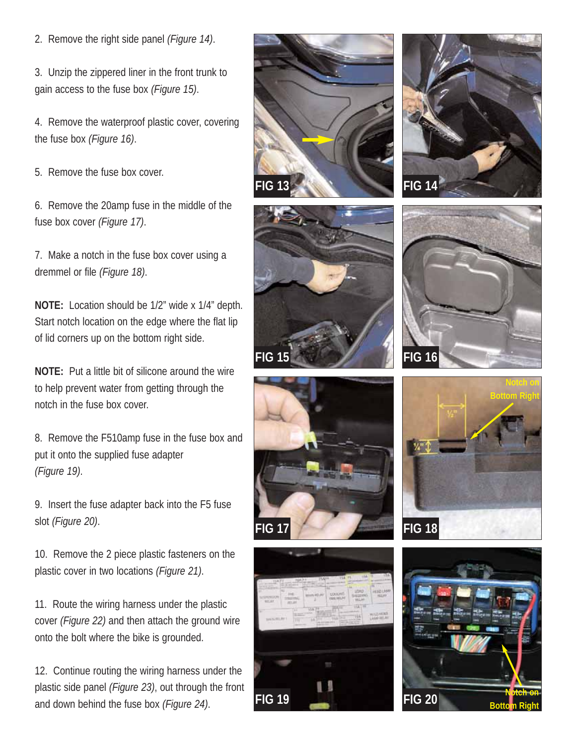2. Remove the right side panel *(Figure 14)*.

3. Unzip the zippered liner in the front trunk to gain access to the fuse box *(Figure 15)*.

4. Remove the waterproof plastic cover, covering the fuse box *(Figure 16)*.

5. Remove the fuse box cover.

6. Remove the 20amp fuse in the middle of the fuse box cover *(Figure 17)*.

7. Make a notch in the fuse box cover using a dremmel or file *(Figure 18)*.

**NOTE:** Location should be 1/2" wide x 1/4" depth. Start notch location on the edge where the flat lip of lid corners up on the bottom right side.

**NOTE:** Put a little bit of silicone around the wire to help prevent water from getting through the notch in the fuse box cover.

8. Remove the F510amp fuse in the fuse box and put it onto the supplied fuse adapter *(Figure 19)*.

9. Insert the fuse adapter back into the F5 fuse slot *(Figure 20)*.

10. Remove the 2 piece plastic fasteners on the plastic cover in two locations *(Figure 21)*.

11. Route the wiring harness under the plastic cover *(Figure 22)* and then attach the ground wire onto the bolt where the bike is grounded.

12. Continue routing the wiring harness under the plastic side panel *(Figure 23)*, out through the front and down behind the fuse box *(Figure 24)*.

FIG 13

FIG 14

FIG 15

FIG 16

FIG 17

FIG 18

FIG 19

FIG 20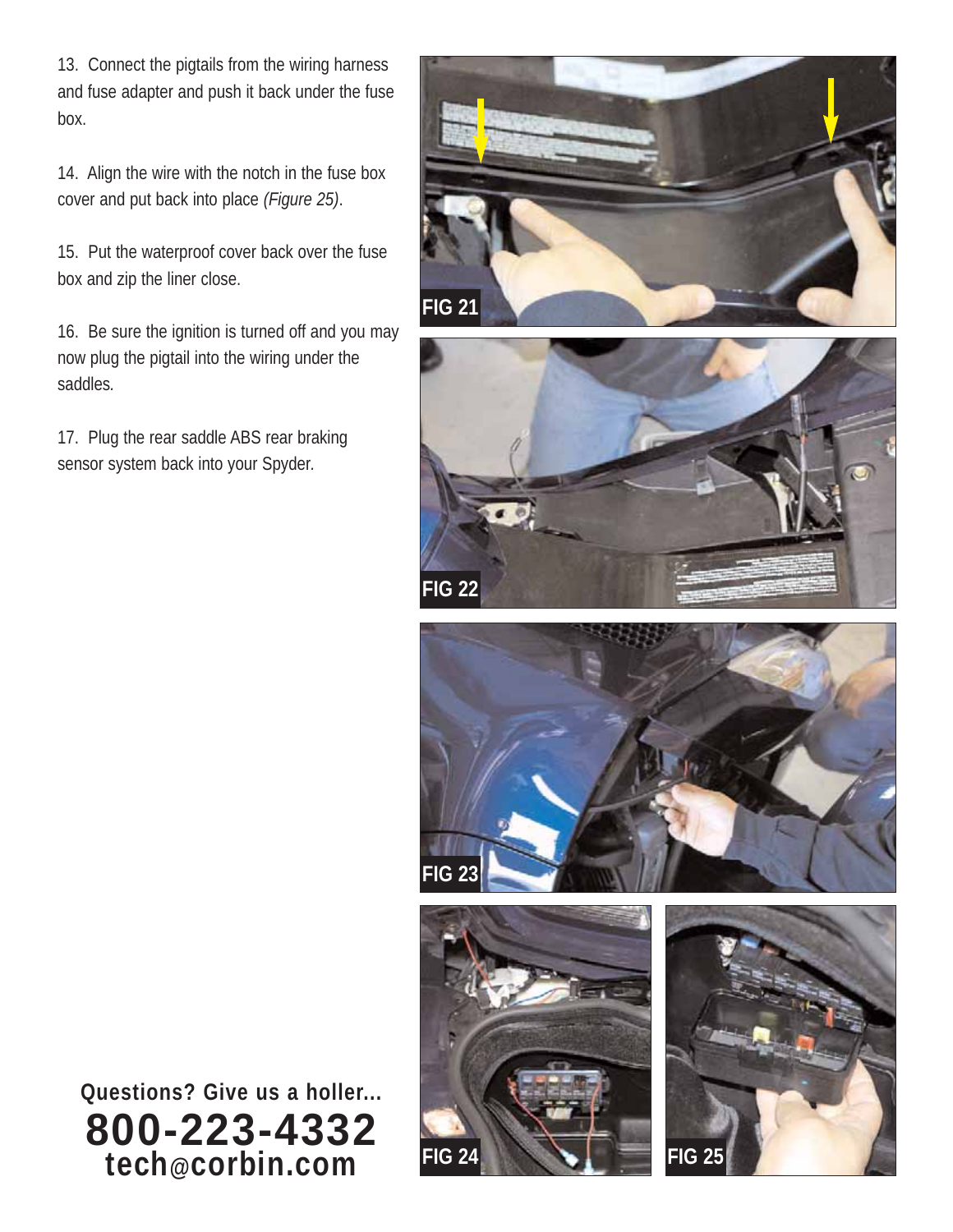13. Connect the pigtails from the wiring harness and fuse adapter and push it back under the fuse box.

14. Align the wire with the notch in the fuse box cover and put back into place *(Figure 25)*.

15. Put the waterproof cover back over the fuse box and zip the liner close.

16. Be sure the ignition is turned off and you may now plug the pigtail into the wiring under the saddles.

17. Plug the rear saddle ABS rear braking sensor system back into your Spyder.

FIG 21

FIG 22

FIG 23

FIG 24

FIG 25

**Questions? Give us a holler...**

**800-223-4332**

**tech@corbin.com**